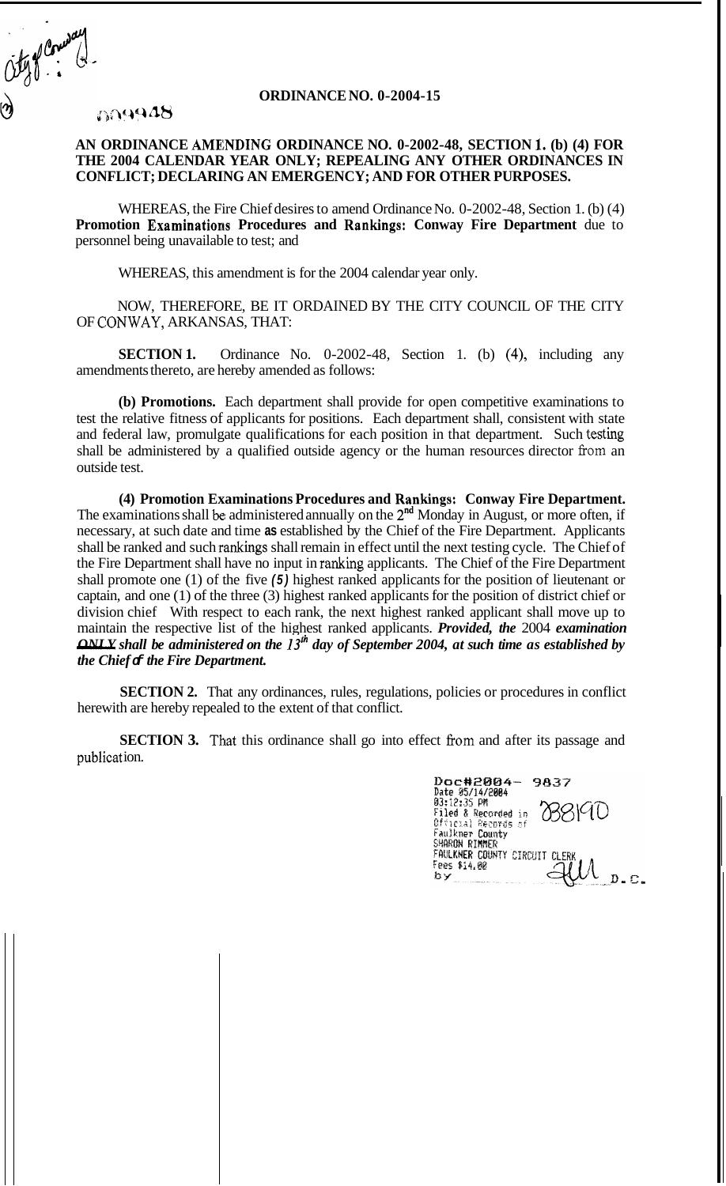City of Conway

009948

# ORDINANCE NO. 0-2004-15

**AN ORDINANCE AMENDING ORDINANCE NO. 0-2002-48, SECTION 1. (b) (4) FOR THE 2004 CALENDAR YEAR ONLY; REPEALING ANY OTHER ORDINANCES IN CONFLICT; DECLARING AN EMERGENCY; AND FOR OTHER PURPOSES.**

WHEREAS, the Fire Chief desires to amend Ordinance No. 0-2002-48, Section 1. (b) (4) **Promotion Examinations Procedures and Rankings: Conway Fire Department** due to personnel being unavailable to test; and

WHEREAS, this amendment is for the 2004 calendar year only.

NOW, THEREFORE, BE IT ORDAINED BY THE CITY COUNCIL OF THE CITY OF CONWAY, ARKANSAS, THAT:

**SECTION 1.** Ordinance No. 0-2002-48, Section 1. (b) (4), including any amendments thereto, are hereby amended as follows:

**(b) Promotions.** Each department shall provide for open competitive examinations to test the relative fitness of applicants for positions. Each department shall, consistent with state and federal law, promulgate qualifications for each position in that department. Such testing shall be administered by a qualified outside agency or the human resources director from an outside test.

**(4) Promotion Examinations Procedures and Rankings: Conway Fire Department.** The examinations shall be administered annually on the 2nd Monday in August, or more often, if necessary, at such date and time **as** established by the Chief of the Fire Department. Applicants shall be ranked and such rankings shall remain in effect until the next testing cycle. The Chief of the Fire Department shall have no input in ranking applicants. The Chief of the Fire Department shall promote one (1) of the five ***(5)*** highest ranked applicants for the position of lieutenant or captain, and one (1) of the three (3) highest ranked applicants for the position of district chief or division chief With respect to each rank, the next highest ranked applicant shall move up to maintain the respective list of the highest ranked applicants. ***Provided, the*** 2004 ***examination ONLY shall be administered on the 13th day of September 2004, at such time as established by the Chief of the Fire Department.***

**SECTION 2.** That any ordinances, rules, regulations, policies or procedures in conflict herewith are hereby repealed to the extent of that conflict.

**SECTION 3.** That this ordinance shall go into effect from and after its passage and publication.

Doc#2004- 9837
Date 05/14/2004
03:12:35 PM
Filed & Recorded in Official Records of Faulkner County
SHARON RIMMER
FAULKNER COUNTY CIRCUIT CLERK
Fees $14.00
by ______ D.C.

038190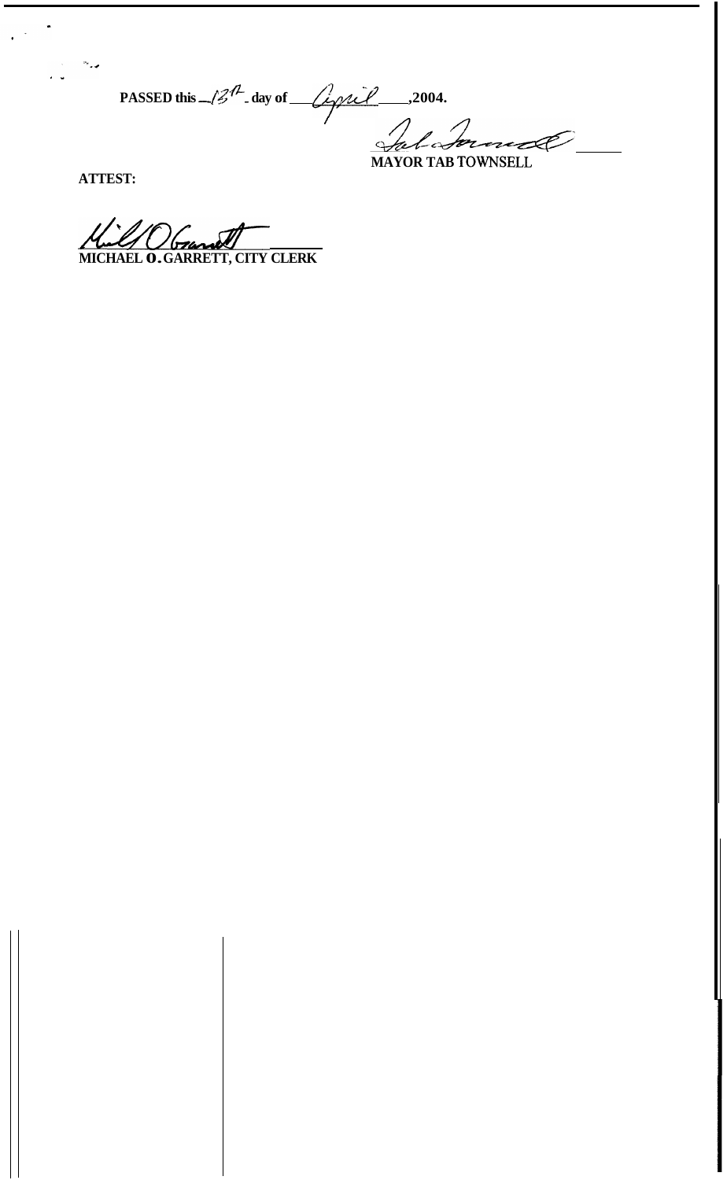PASSED this 13th day of April, 2004.

MAYOR TAB TOWNSELL

ATTEST:

MICHAEL O. GARRETT, CITY CLERK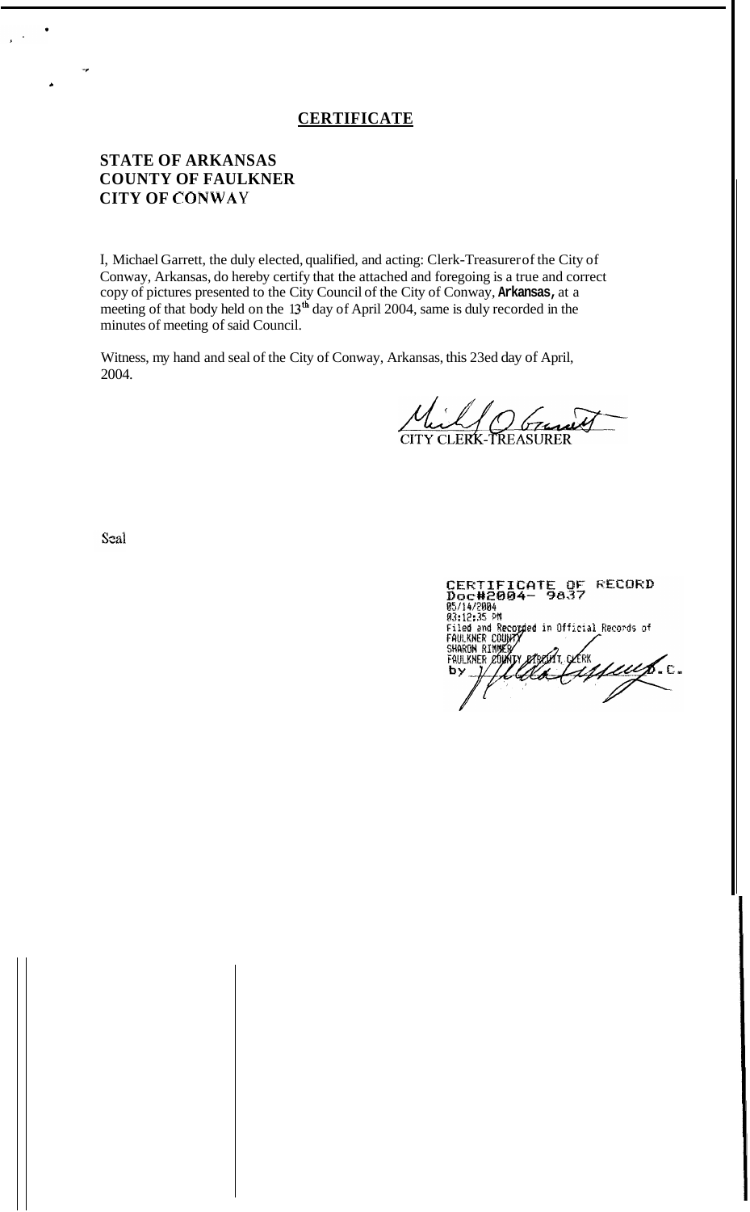# CERTIFICATE

**STATE OF ARKANSAS**
**COUNTY OF FAULKNER**
**CITY OF CONWAY**

I, Michael Garrett, the duly elected, qualified, and acting: Clerk-Treasurer of the City of Conway, Arkansas, do hereby certify that the attached and foregoing is a true and correct copy of pictures presented to the City Council of the City of Conway, **Arkansas,** at a meeting of that body held on the 13th day of April 2004, same is duly recorded in the minutes of meeting of said Council.

Witness, my hand and seal of the City of Conway, Arkansas, this 23ed day of April, 2004.

CITY CLERK-TREASURER

Seal

CERTIFICATE OF RECORD
Doc#2004- 9837
05/14/2004
03:12:35 PM
Filed and Recorded in Official Records of
FAULKNER COUNTY
SHARON RIMMER
FAULKNER COUNTY CIRCUIT CLERK
by D.C.